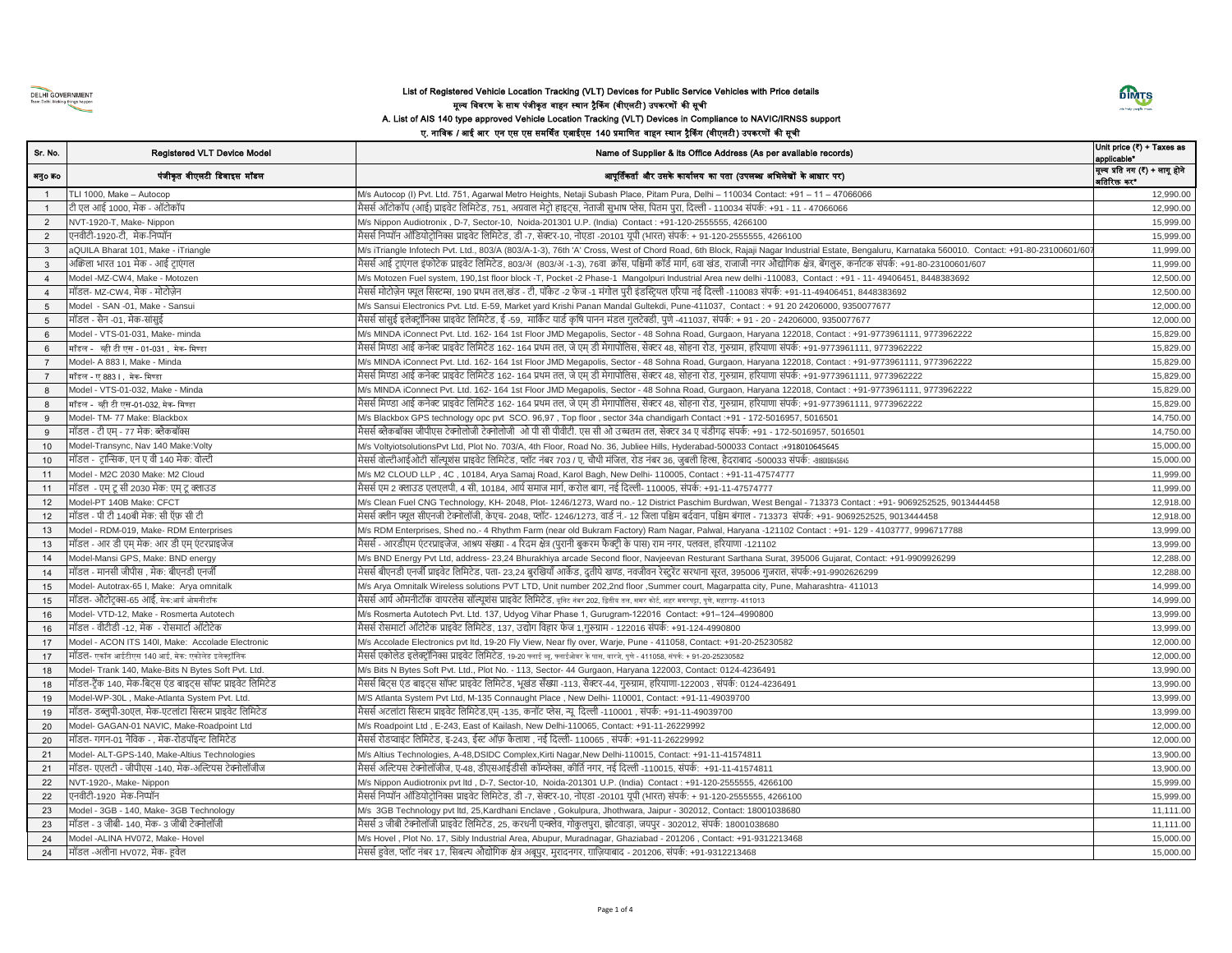DELHI GOVERNMENT

# List of Registered Vehicle Location Tracking (VLT) Devices for Public Service Vehicles with Price details

## मूल्य विवरण के साथ पंजीकृत वाहन स्थान ट्रैकिंग (वीएलटी) उपकरणों की सूची

### A. List of AIS 140 type approved Vehicle Location Tracking (VLT) Devices in Compliance to NAVIC/IRNSS support

### ए. नाविक / आई आर एन एस एस समर्थित एआईएस 140 प्रमाणित वाहन स्थान ट्रैकिंग (वीएलटी) उपकरणों की सूची

| Sr. No. | Registered VLT Device Model | Name of Supplier & its Office Address (As per available records) | Unit price (₹) + Taxes as applicable* |
|---|---|---|---|
| अनु० क्र० | पंजीकृत वीएलटी डिवाइस मॉडल | आपूर्तिकर्ता और उसके कार्यालय का पता (उपलब्ध अभिलेखों के आधार पर) | मूल्य प्रति नग (₹) + लागू होने अतिरिक्त कर* |
| 1 | TLI 1000, Make – Autocop | M/s Autocop (I) Pvt. Ltd. 751, Agarwal Metro Heights, Netaji Subash Place, Pitam Pura, Delhi – 110034 Contact: +91 – 11 – 47066066 | 12,990.00 |
| 1 | टी एल आई 1000, मेक - ऑटोकॉप | मैसर्स ऑटोकॉप (आई) प्राइवेट लिमिटेड, 751, अग्रवाल मेट्रो हाइट्स, नेताजी सुभाष प्लेस, पितम पुरा, दिल्ली - 110034 संपर्क: +91 - 11 - 47066066 | 12,990.00 |
| 2 | NVT-1920-T, Make- Nippon | M/s Nippon Audiotronix , D-7, Sector-10, Noida-201301 U.P. (India) Contact : +91-120-2555555, 4266100 | 15,999.00 |
| 2 | एनवीटी-1920-टी, मेक-निप्पॉन | मैसर्स निप्पॉन ऑडियोट्रोनिक्स प्राइवेट लिमिटेड, डी -7, सेक्टर-10, नोएडा -20101 यूपी (भारत) संपर्क: + 91-120-2555555, 4266100 | 15,999.00 |
| 3 | aQUILA Bharat 101, Make - iTriangle | M/s iTriangle Infotech Pvt. Ltd., 803/A (803/A-1-3), 76th 'A' Cross, West of Chord Road, 6th Block, Rajaji Nagar Industrial Estate, Bengaluru, Karnataka 560010. Contact: +91-80-23100601/607 | 11,999.00 |
| 3 | अक्विला भारत 101 मेक - आई ट्राएंगल | मैसर्स आई ट्राएंगल इंफोटेक प्राइवेट लिमिटेड, 803/अ (803/अ -1-3), 76वा क्रॉस, पश्चिमी कॉर्ड मार्ग, 6वा खंड, राजाजी नगर औद्योगिक क्षेत्र, बेंगलुरु, कर्नाटक संपर्क: +91-80-23100601/607 | 11,999.00 |
| 4 | Model -MZ-CW4, Make - Motozen | M/s Motozen Fuel system, 190,1st floor block -T, Pocket -2 Phase-1 Mangolpuri Industrial Area new delhi -110083, Contact : +91 - 11- 49406451, 8448383692 | 12,500.00 |
| 4 | मॉडल- MZ-CW4, मेक - मोटोज़ेन | मैसर्स मोटोज़ेन फ्यूल सिस्टम्स, 190 प्रथम तल,खंड - टी, पॉकेट -2 फेज -1 मंगोल पुरी इंडस्ट्रियल एरिया नई दिल्ली -110083 संपर्क: +91-11-49406451, 8448383692 | 12,500.00 |
| 5 | Model - SAN -01, Make - Sansui | M/s Sansui Electronics Pvt. Ltd. E-59, Market yard Krishi Panan Mandal Gultekdi, Pune-411037, Contact : + 91 20 24206000, 9350077677 | 12,000.00 |
| 5 | मॉडल - सैन -01, मेक-सांसुई | मैसर्स सांसुई इलेक्ट्रॉनिक्स प्राइवेट लिमिटेड, ई -59, मार्केट यार्ड कृषि पानन मंडल गुलटेक्डी, पुणे -411037, संपर्क: + 91 - 20 - 24206000, 9350077677 | 12,000.00 |
| 6 | Model - VTS-01-031, Make- minda | M/s MINDA iConnect Pvt. Ltd. 162- 164 1st Floor JMD Megapolis, Sector - 48 Sohna Road, Gurgaon, Haryana 122018, Contact : +91-9773961111, 9773962222 | 15,829.00 |
| 6 | मॉडल - व्ही टी एस - 01-031 , मेक- मिण्डा | मैसर्स मिण्डा आई कनेक्ट प्राइवेट लिमिटेड 162- 164 प्रथम तल, जे एम डी मेगापोलिस, सेक्टर 48, सोहना रोड, गुरुग्राम, हरियाणा संपर्क: +91-9773961111, 9773962222 | 15,829.00 |
| 7 | Model- A 883 I, Make - Minda | M/s MINDA iConnect Pvt. Ltd. 162- 164 1st Floor JMD Megapolis, Sector - 48 Sohna Road, Gurgaon, Haryana 122018, Contact : +91-9773961111, 9773962222 | 15,829.00 |
| 7 | मॉडल - ए 883 I , मेक- मिण्डा | मैसर्स मिण्डा आई कनेक्ट प्राइवेट लिमिटेड 162- 164 प्रथम तल, जे एम डी मेगापोलिस, सेक्टर 48, सोहना रोड, गुरुग्राम, हरियाणा संपर्क: +91-9773961111, 9773962222 | 15,829.00 |
| 8 | Model - VTS-01-032, Make - Minda | M/s MINDA iConnect Pvt. Ltd. 162- 164 1st Floor JMD Megapolis, Sector - 48 Sohna Road, Gurgaon, Haryana 122018, Contact : +91-9773961111, 9773962222 | 15,829.00 |
| 8 | मॉडल - व्ही टी एस-01-032, मेक- मिण्डा | मैसर्स मिण्डा आई कनेक्ट प्राइवेट लिमिटेड 162- 164 प्रथम तल, जे एम डी मेगापोलिस, सेक्टर 48, सोहना रोड, गुरुग्राम, हरियाणा संपर्क: +91-9773961111, 9773962222 | 15,829.00 |
| 9 | Model- TM- 77 Make: Blackbox | M/s Blackbox GPS technology opc pvt SCO. 96,97 , Top floor , sector 34a chandigarh Contact :+91 - 172-5016957, 5016501 | 14,750.00 |
| 9 | मॉडल - टी एम् - 77 मेक: ब्लैकबॉक्स | मैसर्स ब्लैकबॉक्स जीपीएस टेक्नोलॉजी टेक्नोलॉजी ओ पी सी पीवीटी. एस सी ओ उच्चतम तल, सेक्टर 34 ए चंडीगढ़ संपर्क: +91 - 172-5016957, 5016501 | 14,750.00 |
| 10 | Model-Transync, Nav 140 Make:Volty | M/s VoltyiotsolutionsPvt Ltd, Plot No. 703/A, 4th Floor, Road No. 36, Jubliee Hills, Hyderabad-500033 Contact :+918010645645 | 15,000.00 |
| 10 | मॉडल - ट्रान्सिक, एन ए वी 140 मेक: वोल्टी | मैसर्स वोल्टीआईओटी सॉल्यूशंस प्राइवेट लिमिटेड, प्लॉट नंबर 703 / ए, चौथी मंजिल, रोड नंबर 36, जुबली हिल्स, हैदराबाद -500033 संपर्क: -918010645645 | 15,000.00 |
| 11 | Model - M2C 2030 Make: M2 Cloud | M/s M2 CLOUD LLP , 4C , 10184, Arya Samaj Road, Karol Bagh, New Delhi- 110005, Contact : +91-11-47574777 | 11,999.00 |
| 11 | मॉडल - एम् टू सी 2030 मेक: एम् टू क्लाउड | मैसर्स एम 2 क्लाउड एलएलपी, 4 सी, 10184, आर्य समाज मार्ग, करोल बाग, नई दिल्ली- 110005, संपर्क: +91-11-47574777 | 11,999.00 |
| 12 | Model-PT 140B Make: CFCT | M/s Clean Fuel CNG Technology, KH- 2048, Plot- 1246/1273, Ward no.- 12 District Paschim Burdwan, West Bengal - 713373 Contact : +91- 9069252525, 9013444458 | 12,918.00 |
| 12 | मॉडल - पी टी 140बी मेक: सी ऍफ़ सी टी | मेसर्स क्लीन फ्यूल सीएनजी टेक्नोलॉजी, केएच- 2048, प्लॉट- 1246/1273, वार्ड नं.- 12 जिला पश्चिम बर्दवान, पश्चिम बंगाल - 713373 संपर्क: +91- 9069252525, 9013444458 | 12,918.00 |
| 13 | Model - RDM-019, Make- RDM Enterprises | M/s RDM Enterprises, Shed no.- 4 Rhythm Farm (near old Bukram Factory) Ram Nagar, Palwal, Haryana -121102 Contact : +91- 129 - 4103777, 9996717788 | 13,999.00 |
| 13 | मॉडल - आर डी एम् मेक: आर डी एम् एंटरप्राइजेज | मैसर्स - आरडीएम एंटरप्राइजेज, आश्रय संख्या - 4 रिदम क्षेत्र (पुरानी बुकरम फैक्ट्री के पास) राम नगर, पलवल, हरियाणा -121102 | 13,999.00 |
| 14 | Model-Mansi GPS, Make: BND energy | M/s BND Energy Pvt Ltd, address- 23,24 Bhurakhiya arcade Second floor, Navjeevan Resturant Sarthana Surat, 395006 Gujarat, Contact: +91-9909926299 | 12,288.00 |
| 14 | मॉडल - मानसी जीपीस , मेक: बीएनडी एनर्जी | मैसर्स बीएनडी एनर्जी प्राइवेट लिमिटेड, पता- 23,24 बुरखियाँ आर्केड, दुतीये खण्ड, नवजीवन रेस्टुरेंट सरथाना सूरत, 395006 गुजरात, संपर्क:+91-9902626299 | 12,288.00 |
| 15 | Model- Autotrax-65 I, Make: Arya omnitalk | M/s Arya Omnitalk Wireless solutions PVT LTD, Unit number 202,2nd floor ,Summer court, Magarpatta city, Pune, Maharashtra- 411013 | 14,999.00 |
| 15 | मॉडल- ऑटोट्रैक्स-65 आई, मेक:आर्य ओमनीटॉक | मैसर्स आर्य ओमनीटॉक वायरलेस सॉल्यूशंस प्राइवेट लिमिटेड, यूनिट नंबर 202, द्वितीय तल, समर कोर्ट, मगर पट्टा सिटी, पुणे, महाराष्ट्र- 411013 | 14,999.00 |
| 16 | Model- VTD-12, Make - Rosmerta Autotech | M/s Rosmerta Autotech Pvt. Ltd. 137, Udyog Vihar Phase 1, Gurugram-122016 Contact: +91–124–4990800 | 13,999.00 |
| 16 | मॉडल - वीटीडी -12, मेक - रोसमार्टा ऑटोटेक | मैसर्स रोसमार्टा ऑटोटेक प्राइवेट लिमिटेड, 137, उद्योग विहार फेज 1,गुरुग्राम - 122016 संपर्क: +91-124-4990800 | 13,999.00 |
| 17 | Model - ACON ITS 140I, Make: Accolade Electronic | M/s Accolade Electronics pvt ltd, 19-20 Fly View, Near fly over, Warje, Pune - 411058, Contact: +91-20-25230582 | 12,000.00 |
| 17 | मॉडल- एकॉन आईटीएस 140 आई, मेक: एकोलेड इलेक्ट्रॉनिक | मैसर्स एकोलेड इलेक्ट्रॉनिक्स प्राइवेट लिमिटेड, 19-20 फ्लाई व्यू, फ्लाईओवर के पास, वारजे, पुणे - 411058, संपर्क: + 91-20-25230582 | 12,000.00 |
| 18 | Model- Trank 140, Make-Bits N Bytes Soft Pvt. Ltd. | M/s Bits N Bytes Soft Pvt. Ltd., Plot No. - 113, Sector- 44 Gurgaon, Haryana 122003, Contact: 0124-4236491 | 13,990.00 |
| 18 | मॉडल-ट्रैंक 140, मेक-बिट्स एंड बाइट्स सॉफ्ट प्राइवेट लिमिटेड | मैसर्स बिट्स एंड बाइट्स सॉफ्ट प्राइवेट लिमिटेड, भूखंड सँख्या -113, सेक्टर-44, गुरुग्राम, हरियाणा-122003 , संपर्क: 0124-4236491 | 13,990.00 |
| 19 | Model-WP-30L , Make-Atlanta System Pvt. Ltd. | M/s Atlanta System Pvt Ltd, M-135 Connaught Place , New Delhi- 110001, Contact: +91-11-49039700 | 13,999.00 |
| 19 | मॉडल- डब्लूपी-30एल, मेक-एटलांटा सिस्टम प्राइवेट लिमिटेड | मैसर्स अटलांटा सिस्टम प्राइवेट लिमिटेड,एम् -135, कनॉट प्लेस, न्यू दिल्ली -110001 , संपर्क: +91-11-49039700 | 13,999.00 |
| 20 | Model- GAGAN-01 NAVIC, Make-Roadpoint Ltd | M/s Roadpoint Ltd , E-243, East of Kailash, New Delhi-110065, Contact: +91-11-26229992 | 12,000.00 |
| 20 | मॉडल- गगन-01 नैविक - , मेक-रोडपॉइंट लिमिटेड | मैसर्स रोडप्वाइंट लिमिटेड, इ-243, ईस्ट ऑफ़ कैलाश , नई दिल्ली- 110065 , संपर्क: +91-11-26229992 | 12,000.00 |
| 21 | Model- ALT-GPS-140, Make-Altius Technologies | M/s Altius Technologies, A-48,DSIDC Complex,Kirti Nagar,New Delhi-110015, Contact: +91-11-41574811 | 13,900.00 |
| 21 | मॉडल- एएलटी - जीपीएस -140, मेक-अल्टियस टेक्नोलॉजीज | मैसर्स अल्टियस टेक्नोलॉजीज, ए-48, डीएसआईडीसी कॉम्प्लेक्स, कीर्ति नगर, नई दिल्ली -110015, संपर्क: +91-11-41574811 | 13,900.00 |
| 22 | NVT-1920-, Make- Nippon | M/s Nippon Audiotronix pvt ltd , D-7, Sector-10, Noida-201301 U.P. (India) Contact : +91-120-2555555, 4266100 | 15,999.00 |
| 22 | एनवीटी-1920 मेक-निप्पॉन | मैसर्स निप्पॉन ऑडियोट्रोनिक्स प्राइवेट लिमिटेड, डी -7, सेक्टर-10, नोएडा -20101 यूपी (भारत) संपर्क: + 91-120-2555555, 4266100 | 15,999.00 |
| 23 | Model - 3GB - 140, Make- 3GB Technology | M/s 3GB Technology pvt ltd, 25,Kardhani Enclave , Gokulpura, Jhothwara, Jaipur - 302012, Contact: 18001038680 | 11,111.00 |
| 23 | मॉडल - 3 जीबी- 140, मेक- 3 जीबी टेक्नोलॉजी | मैसर्स 3 जीबी टेक्नोलॉजी प्राइवेट लिमिटेड, 25, करधनी एन्क्लेव, गोकुलपुरा, झोटवाड़ा, जयपुर - 302012, संपर्क: 18001038680 | 11,111.00 |
| 24 | Model -ALINA HV072, Make- Hovel | M/s Hovel , Plot No. 17, Sibly Industrial Area, Abupur, Muradnagar, Ghaziabad - 201206 , Contact: +91-9312213468 | 15,000.00 |
| 24 | मॉडल -अलीना HV072, मेक- हुवेल | मैसर्स हुवेल, प्लॉट नंबर 17, सिबल्य औद्योगिक क्षेत्र अबूपुर, मुरादनगर, ग़ाज़ियाबाद - 201206, संपर्क: +91-9312213468 | 15,000.00 |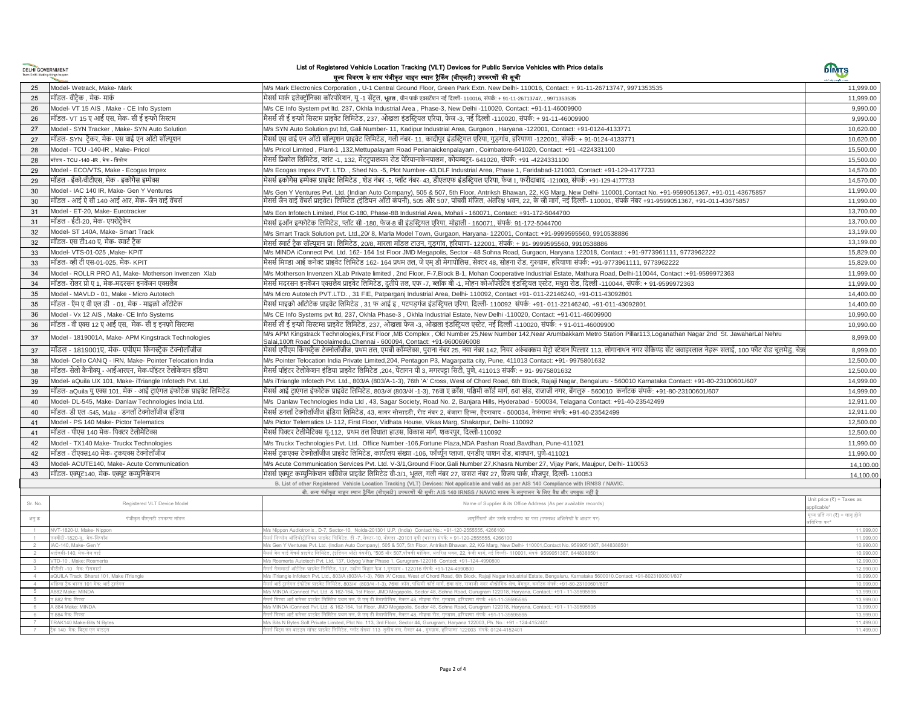# List of Registered Vehicle Location Tracking (VLT) Devices for Public Service Vehicles with Price details

## मूल्य विवरण के साथ पंजीकृत वाहन स्थान ट्रैकिंग (वीएलटी) उपकरणों की सूची

| | | | |
|---|---|---|---|
| 25 | Model- Wetrack, Make- Mark | M/s Mark Electronics Corporation , U-1 Central Ground Floor, Green Park Extn. New Delhi- 110016, Contact: + 91-11-26713747, 9971353535 | 11,999.00 |
| 25 | मॉडल- वीट्रैक , मेक- मार्क | मेसर्स मार्क इलेक्ट्रॉनिक्स कॉरपोरेशन, यू.-1 सेंट्रल, भूतल , ग्रीन पार्क एक्सटेंशन नई दिल्ली- 110016, संपर्क: + 91-11-26713747, , 9971353535 | 11,999.00 |
| 26 | Model- VT 15 AIS , Make - CE Info System | M/s CE Info System pvt ltd, 237, Okhla Industrial Area , Phase-3, New Delhi -110020, Contact: +91-11-46009900 | 9,990.00 |
| 26 | मॉडल- VT 15 ए आई एस, मेक- सी ई इन्फो सिस्टम | मेसर्स सी ई इन्फो सिस्टम प्राइवेट लिमिटेड, 237, ओखला इंडस्ट्रियल एरिया, फेज -3, नई दिल्ली -110020, संपर्क: + 91-11-46009900 | 9,990.00 |
| 27 | Model - SYN Tracker , Make- SYN Auto Solution | M/s SYN Auto Solution pvt ltd, Gali Number- 11, Kadipur Industrial Area, Gurgaon , Haryana -122001, Contact: +91-0124-4133771 | 10,620.00 |
| 27 | मॉडल- SYN ट्रैकर, मेक- एस वाई एन ऑटो सॉल्यूशन | मैसर्स एस वाई एन ऑटो सॉल्यूशन प्राइवेट लिमिटेड, गली नंबर- 11, कादीपुर इंडस्ट्रियल एरिया, गुड़गांव, हरियाणा -122001, संपर्क: + 91-0124-4133771 | 10,620.00 |
| 28 | Model - TCU -140-IR , Make- Pricol | M/s Pricol Limited , Plant-1 ,132,Mettupalayam Road Perianaickenpalayam , Coimbatore-641020, Contact: +91 -4224331100 | 15,500.00 |
| 28 | मॉडल - TCU -140 -IR , मेक - प्रिकोल | मेसर्स प्रिकोल लिमिटेड, प्लांट -1, 132, मेट्टुपालयम रोड पेरियानाकेनपालम, कोयम्बटूर- 641020, संपर्क: +91 -4224331100 | 15,500.00 |
| 29 | Model - ECO/VTS, Make - Ecogas Impex | M/s Ecogas Impex PVT. LTD. , Shed No. -5, Plot Number- 43,DLF Industrial Area, Phase 1, Faridabad-121003, Contact: +91-129-4177733 | 14,570.00 |
| 29 | मॉडल - ईको/वीटीएस, मेक - इकोगैस इम्पेक्स | मेसर्स इकोगैस इम्पेक्स प्राइवेट लिमिटेड , शेड नंबर -5, प्लॉट नंबर- 43, डीएलएफ इंडस्ट्रियल एरिया, फेज 1, फरीदाबाद -121003, संपर्क: +91-129-4177733 | 14,570.00 |
| 30 | Model - IAC 140 IR, Make- Gen Y Ventures | M/s Gen Y Ventures Pvt. Ltd. (Indian Auto Company), 505 & 507, 5th Floor, Antriksh Bhawan, 22, KG Marg, New Delhi- 110001,Contact No. +91-9599051367, +91-011-43675857 | 11,990.00 |
| 30 | मॉडल। आई ऐ सी 140 आई आर, मेक- जैन वाई वेंचर्स | मेसर्स जैन वाई वेंचर्स प्राइवेट। लिमिटेड (इंडियन ऑटो कंपनी), 505 और 507, पांचवीं मंजिल, अंतरिक्ष भवन, 22, के जी मार्ग, नई दिल्ली- 110001, संपर्क नंबर +91-9599051367, +91-011-43675857 | 11,990.00 |
| 31 | Model - ET-20, Make- Eurotracker | M/s Eon Infotech Limited, Plot C-180, Phase-8B Industrial Area, Mohali - 160071, Contact: +91-172-5044700 | 13,700.00 |
| 31 | मॉडल - ईटी-20, मेक- एयरोट्रैकर | मेसर्स इऑन इन्फोटेक लिमिटेड, प्लॉट सी -180, फेज-8 बी इंडस्ट्रियल एरिया, मोहाली - 160071, संपर्क: 91-172-5044700 | 13,700.00 |
| 32 | Model- ST 140A, Make- Smart Track | M/s Smart Track Solution pvt. Ltd.,20/ 8, Marla Model Town, Gurgaon, Haryana- 122001, Contact: +91-9999595560, 9910538886 | 13,199.00 |
| 32 | मॉडल- एस टी140 ए, मेक- स्मार्ट ट्रैक | मेसर्स स्मार्ट ट्रैक सॉल्यूशन प्रा। लिमिटेड, 20/8, मारला मॉडल टाउन, गुड़गांव, हरियाणा- 122001, संपर्क: + 91- 9999595560, 9910538886 | 13,199.00 |
| 33 | Model- VTS-01-025 ,Make- KPIT | M/s MINDA iConnect Pvt. Ltd. 162- 164 1st Floor JMD Megapolis, Sector - 48 Sohna Road, Gurgaon, Haryana 122018, Contact : +91-9773961111, 9773962222 | 15,829.00 |
| 33 | मॉडल- व्ही टी एस-01-025, मेक- KPIT | मैसर्स मिण्डा आई कनेक्ट प्राइवेट लिमिटेड 162- 164 प्रथम तल, जे एम डी मेगापोलिस, सेक्टर 48, सोहना रोड, गुरुग्राम, हरियाणा संपर्क: +91-9773961111, 9773962222 | 15,829.00 |
| 34 | Model - ROLLR PRO A1, Make- Motherson Invenzen Xlab | M/s Motherson Invenzen XLab Private limited , 2nd Floor, F-7,Block B-1, Mohan Cooperative Industrial Estate, Mathura Road, Delhi-110044, Contact :+91-9599972363 | 11,999.00 |
| 34 | मॉडल- रोलर प्रो ए 1, मेक-मदरसन इनवेंजन एक्सलैब | मेसर्स मदरसन इनवेंजन एक्सलैब प्राइवेट लिमिटेड, दूतीये तल, एफ -7, ब्लॉक बी -1, मोहन कोऑपरेटिव इंडस्ट्रियल एस्टेट, मथुरा रोड, दिल्ली -110044, संपर्क: + 91-9599972363 | 11,999.00 |
| 35 | Model - MAVLD - 01, Make - Micro Autotech | M/s Micro Autotech PVT.LTD. , 31 FIE, Patparganj Industrial Area, Delhi- 110092, Contact +91- 011-22146240, +91-011-43092801 | 14,400.00 |
| 35 | मॉडल - ऍम ए वी एल डी - 01, मेक - माइक्रो ऑटोटेक | मैसर्स माइक्रो ऑटोटेक प्राइवेट लिमिटेड , 31 फ आई इ , पटपड़गंज इंडस्ट्रियल एरिया, दिल्ली- 110092 संपर्क: +91- 011-22146240, +91-011-43092801 | 14,400.00 |
| 36 | Model - Vx 12 AIS , Make- CE Info Systems | M/s CE Info Systems pvt ltd, 237, Okhla Phase-3 , Okhla Industrial Estate, New Delhi -110020, Contact: +91-011-46009900 | 10,990.00 |
| 36 | मॉडल - वी एक्स 12 ए आई एस, मेक- सी ई इनफ़ो सिस्टम्स | मैसर्स सी ई इन्फो सिस्टम्स प्राइवेट लिमिटेड, 237, ओखला फेज -3, ओखला इंडस्ट्रियल एस्टेट, नई दिल्ली -110020, संपर्क: + 91-011-46009900 | 10,990.00 |
| 37 | Model - 1819001A, Make- APM Kingstrack Technologies | M/s APM Kingstrack Technologies,First Floor ,MB Complex , Old Number 25,New Number 142,Near Arumbakkam Metro Station Pillar113,Loganathan Nagar 2nd St. JawaharLal Nehru Salai,100ft Road Choolaimedu,Chennai - 600094, Contact: +91-9600696008 | 8,999.00 |
| 37 | मॉडल - 1819001ए, मेक- एपीएम किंगस्ट्रैक टेक्नोलॉजीज | मेसर्स एपीएम किंगस्ट्रैक टेक्नोलॉजीज, प्रथम तल, एमबी कॉम्प्लेक्स, पुराना नंबर 25, नया नंबर 142, नियर अरुंबक्कम मेट्रो स्टेशन पिल्लर 113, लोगानाथन नगर सेकिण्ड सेंट जवाहरलाल नेहरू सलाई, 100 फीट रोड चूलमेडु, चेन्न | 8,999.00 |
| 38 | Model- Cello CANiQ - IRN, Make- Pointer Telocation India | M/s Pointer Telocation India Private Limited,204, Pentagon P3, Magarpatta city, Pune, 411013 Contact: +91- 9975801632 | 12,500.00 |
| 38 | मॉडल- सेलो कैनीक्यू - आईआरएन, मेक-पॉइंटर टेलोकेशन इंडिया | मैसर्स पॉइंटर टेलोकेशन इंडिया प्राइवेट लिमिटेड ,204, पेंटागन पी 3, मगरपट्टा सिटी, पुणे, 411013 संपर्क: + 91- 9975801632 | 12,500.00 |
| 39 | Model- aQuila UX 101, Make- iTriangle Infotech Pvt. Ltd. | M/s iTriangle Infotech Pvt. Ltd., 803/A (803/A-1-3), 76th 'A' Cross, West of Chord Road, 6th Block, Rajaji Nagar, Bengaluru - 560010 Karnataka Contact: +91-80-23100601/607 | 14,999.00 |
| 39 | मॉडल- aQuila यु एक्स 101, मेक - आई ट्राएंगल इंफोटेक प्राइवेट लिमिटेड | मैसर्स आई ट्राएंगल इंफोटेक प्राइवेट लिमिटेड, 803/अ (803/अ -1-3), 76वा ए क्रॉस, पश्चिमी कॉर्ड मार्ग, 6वा खंड, राजाजी नगर, बेंगलुरु - 560010 कर्नाटक संपर्क: +91-80-23100601/607 | 14,999.00 |
| 40 | Model- DL-545, Make- Danlaw Technologies India Ltd. | M/s Danlaw Technologies India Ltd , 43, Sagar Society, Road No. 2, Banjara Hills, Hyderabad - 500034, Telagana Contact: +91-40-23542499 | 12,911.00 |
| 40 | मॉडल- डी एल -545, Make - डनलॉ टेक्नोलॉजीज इंडिया | मैसर्स डनलॉ टेक्नोलॉजीज इंडिया लिमिटेड, 43, सागर सोसाइटी, रोड नंबर 2, बंजारा हिल्स, हैदराबाद - 500034, तेलंगाना संपर्क: +91-40-23542499 | 12,911.00 |
| 41 | Model - PS 140 Make- Pictor Telematics | M/s Pictor Telematics U- 112, First Floor, Vidhata House, Vikas Marg, Shakarpur, Delhi- 110092 | 12,500.00 |
| 41 | मॉडल - पीएस 140 मेक- पिक्टर टेलीमैटिक्स | मैसर्स पिक्टर टेलीमैटिक्स यू-112, प्रथम तल विधाता हाउस, विकास मार्ग, शकरपुर, दिल्ली-110092 | 12,500.00 |
| 42 | Model - TX140 Make- Truckx Technologies | M/s Truckx Technologies Pvt. Ltd. Office Number -106,Fortune Plaza,NDA Pashan Road,Bavdhan, Pune-411021 | 11,990.00 |
| 42 | मॉडल - टीएक्स140 मेक- ट्रकएक्स टेक्नोलॉजीज | मेसर्स ट्रकएक्स टेक्नोलॉजीज प्राइवेट लिमिटेड, कार्यालय संख्या -106, फॉर्च्यून प्लाजा, एनडीए पाशन रोड, बावधन, पुणे-411021 | 11,990.00 |
| 43 | Model- ACUTE140, Make- Acute Communication | M/s Acute Communication Services Pvt. Ltd. V-3/1,Ground Floor,Gali Number 27,Khasra Number 27, Vijay Park, Maujpur, Delhi- 110053 | 14,100.00 |
| 43 | मॉडल- एक्यूट140, मेक- एक्यूट कम्युनिकेशन | मेसर्स एक्यूट कम्युनिकेशन सर्विसेज प्राइवेट लिमिटेड वी-3/1, भूतल, गली नंबर 27, खसरा नंबर 27, विजय पार्क, मौजपुर, दिल्ली- 110053 | 14,100.00 |

## B. List of other Registered Vehicle Location Tracking (VLT) Devices: Not applicable and valid as per AIS 140 Compliance with IRNSS / NAVIC.

### बी. अन्य पंजीकृत वाहन स्थान ट्रैकिंग (वीएलटी) उपकरणों की सूची: AIS 140 IRNSS / NAVIC मानक के अनुपालन के लिए वैद्य और उपयुक्त नहीं है

| Sr. No. | Registered VLT Device Model | Name of Supplier & its Office Address (As per available records) | Unit price (₹) + Taxes as applicable* |
|---|---|---|---|
| अनु क्र | पंजीकृत वीएलटी उपकरण मॉडल | आपूर्तिकर्ता और उसके कार्यालय का पता (उपलब्ध अभिलेखों के आधार पर) | मूल्य प्रति नग (₹) + लागू होने अतिरिक्त कर* |
| 1 | NVT-1820-U, Make- Nippon | M/s Nippon Audiotronix , D-7, Sector-10, Noida-201301 U.P. (India) Contact No.: +91-120-2555555, 4266100 | 11,999.00 |
| 1 | एनवीटी-1820-यू, मेक- निप्पॉन | मैसर्स निप्पॉन ऑडियोट्रोनिक्स प्राइवेट लिमिटेड, डी -7, सेक्टर-10, नोएडा -20101 यूपी (भारत) संपर्क: + 91-120-2555555, 4266100 | 11,999.00 |
| 2 | IAC-140, Make- Gen Y | M/s Gen Y Ventures Pvt. Ltd. (Indian Auto Company), 505 & 507, 5th Floor, Antriksh Bhawan, 22, KG Marg, New Delhi- 110001,Contact No. 9599051367, 8448388501 | 10,990.00 |
| 2 | आईएसी-140, मेक-जेन वाई | मैसर्स जेन वाई वेंचर्स प्राइवेट लिमिटेड, (इंडियन ऑटो कंपनी), "505 और 507,पाँचवीं मंजिल, अंतरिक्ष भवन, 22, केजी मार्ग, नई दिल्ली- 110001, संपर्क 9599051367, 8448388501 | 10,990.00 |
| 3 | VTD-10 , Make: Rosmerta | M/s Rosmerta Autotech Pvt. Ltd. 137, Udyog Vihar Phase 1, Gurugram-122016 Contact: +91–124–4990800 | 12,990.00 |
| 3 | वीटीडी -10 मेक: रोसमर्टा | मैसर्स रोसमर्टा ऑटोटेक प्राइवेट लिमिटेड, 137, उद्योग विहार फेज 1,गुरुग्राम - 122016 संपर्क: +91-124-4990800 | 12,990.00 |
| 4 | aQUILA Track Bharat 101, Make iTriangle | M/s iTriangle Infotech Pvt. Ltd., 803/A (803/A-1-3), 76th 'A' Cross, West of Chord Road, 6th Block, Rajaji Nagar Industrial Estate, Bengaluru, Karnataka 5600010.Contact: +91-8023100601/607 | 10,999.00 |
| 4 | अक़ीला ट्रैक भारत 101 मेक: आई ट्राएंगल | मैसर्स आई ट्राएंगल इंफोटेक प्राइवेट लिमिटेड, 803/A (803/A -1-3), 76वां क्रॉस, पश्चिमी कॉर्ड मार्ग, 6वा खंड, राजाजी नगर औद्योगिक क्षेत्र, बेंगलुरु, कर्नाटक संपर्क: +91-80-23100601/607 | 10,999.00 |
| 5 | A882 Make: MINDA | M/s MINDA iConnect Pvt. Ltd. & 162-164, 1st Floor, JMD Megapolis, Sector 48, Sohna Road, Gurugram 122018, Haryana, Contact.: +91 - 11-39595595 | 13,999.00 |
| 5 | ए 882 मेक: मिण्डा | मैसर्स मिण्डा आई कनेक्ट प्राइवेट लिमिटेड प्रथम तल, जे एम डी मेगापोलिस, सेक्टर 48, सोहना रोड, गुरुग्राम, हरियाणा संपर्क: +91-11-39595595 | 13,999.00 |
| 6 | A 884 Make: MINDA | M/s MINDA iConnect Pvt. Ltd. & 162-164, 1st Floor, JMD Megapolis, Sector 48, Sohna Road, Gurugram 122018, Haryana, Contact.: +91 - 11-39595595 | 13,999.00 |
| 6 | ए 884 मेक: मिण्डा | मैसर्स मिण्डा आई कनेक्ट प्राइवेट लिमिटेड प्रथम तल, जे एम डी मेगापोलिस, सेक्टर 48, सोहना रोड, गुरुग्राम, हरियाणा संपर्क: +91-11-39595595 | 13,999.00 |
| 7 | TRAK140 Make-Bits N Bytes | M/s Bits N Bytes Soft Private Limited, Plot No. 113, 3rd Floor, Sector 44, Gurugram, Haryana 122003, Ph. No.: +91 - 124-4152401 | 11,499.00 |
| 7 | ट्रैक 140 मेक: बिट्स एन बाइट्स | मैसर्स बिट्स एन बाइट्स सॉफ्ट प्राइवेट लिमिटेड, प्लॉट संख्या 113 तृतीय तल, सेक्टर 44 , गुरुग्राम, हरियाणा 122003 संपर्क: 0124-4152401 | 11,499.00 |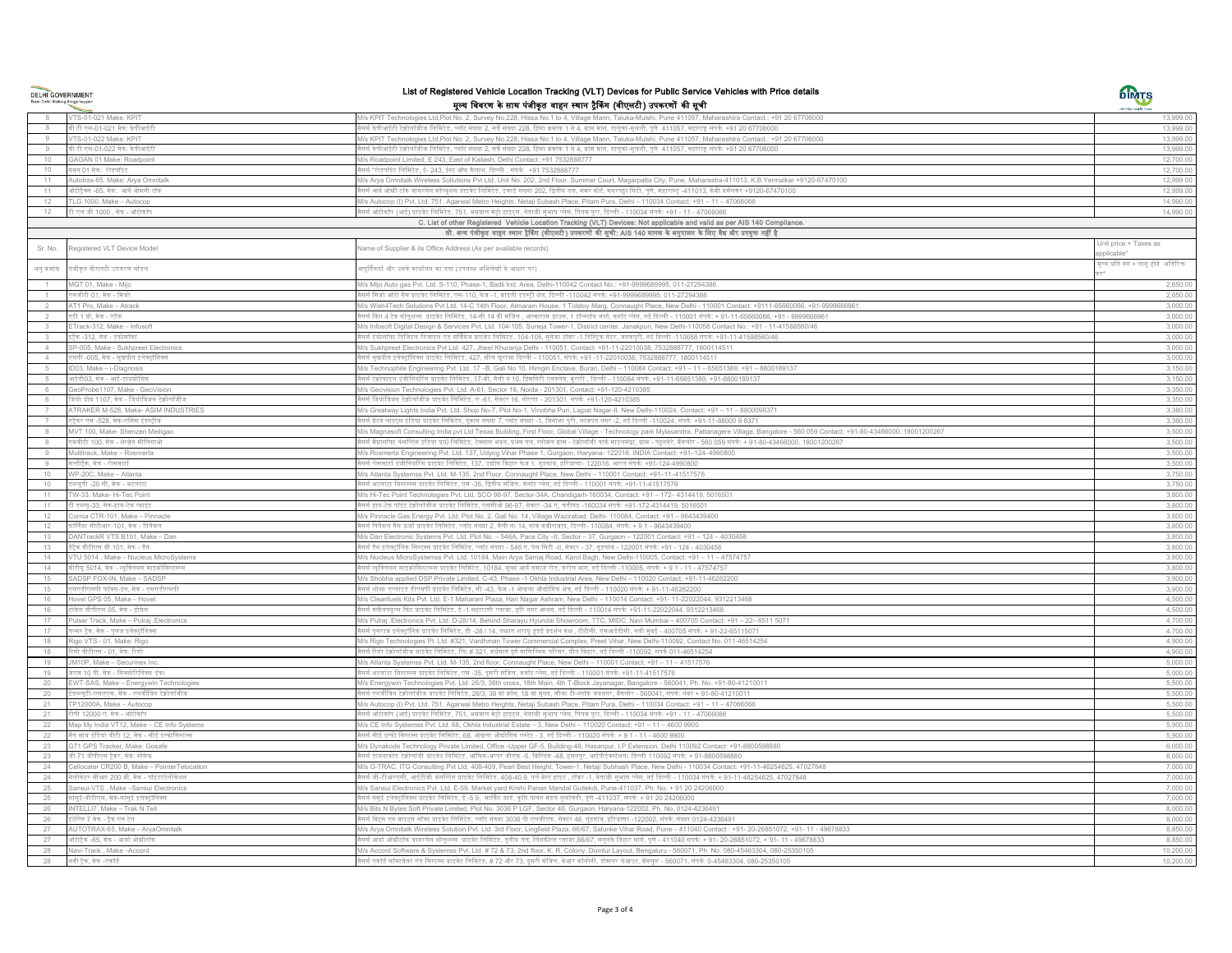# List of Registered Vehicle Location Tracking (VLT) Devices for Public Service Vehicles with Price details

## मूल्य विवरण के साथ पंजीकृत वाहन स्थान ट्रैकिंग (वीएलटी) उपकरणों की सूची

| | | | |
|---|---|---|---|
| 8 | VTS-01-021 Make: KPIT | M/s KPIT Technologies Ltd,Plot No, 2, Survey No.228, Hissa No.1 to 4, Village Mann, Taluka-Mulshi, Pune 411057, Maharashtra Contact.: +91 20 67706000 | 13,999.00 |
| 8 | वी टी एस-01-021 मेक: केपीआईटी | मैसर्स केपीआईटी टेक्नोलॉजीज लिमिटेड, प्लॉट संख्या 2, सर्वे संख्या 228, हिस्सा क्रमांक 1 से 4, ग्राम मान, तालुका-मुलशी, पुणे 411057, महाराष्ट्र संपर्क: +91 20 67706000 | 13,999.00 |
| 9 | VTS-01-022 Make: KPIT | M/s KPIT Technologies Ltd,Plot No, 2, Survey No.228, Hissa No.1 to 4, Village Mann, Taluka-Mulshi, Pune 411057, Maharashtra Contact.: +91 20 67706000 | 13,999.00 |
| 9 | वी टी एस-01-022 मेक: केपीआईटी | मैसर्स केपीआईटी टेक्नोलॉजीज लिमिटेड, प्लॉट संख्या 2, सर्वे संख्या 228, हिस्सा क्रमांक 1 से 4, ग्राम मान, तालुका-मुलशी, पुणे 411057, महाराष्ट्र संपर्क: +91 20 67706000 | 13,999.00 |
| 10 | GAGAN 01 Make: Roadpoint | M/s Roadpoint Limited, E 243, East of Kailash, Delhi Contact.:+91 7532888777 | 12,700.00 |
| 10 | गगन 01 मेक: रोडपॉइंट | मैसर्स "रोडपॉइंट लिमिटेड, ई- 243, ईस्ट ऑफ कैलाश, दिल्ली , संपर्क: +91 7532888777 | 12,700.00 |
| 11 | Autotrax-65, Make: Arya Omnitalk | M/s Arya Omnitalk Wireless Solutions Pvt Ltd, Unit No. 202, 2nd Floor, Summer Court, Magarpatta City, Pune, Maharastra-411013, K.B.Yermalkar +9120-67470100 | 12,999.00 |
| 11 | ऑटोट्रैक्स -65, मेक: आर्य ओमनी टॉक | मैसर्स आर्य ओम्नी टॉक वायरलेस सॉल्यूशंस प्राइवेट लिमिटेड, इकाई संख्या 202, द्वितीय तल, समर कोर्ट, मगरपट्टा सिटी, पुणे, महाराष्ट्र -411013, के.बी.यरमलकर +9120-67470100 | 12,999.00 |
| 12 | TLG 1000, Make – Autocop | M/s Autocop (I) Pvt. Ltd. 751, Agarwal Metro Heights, Netaji Subash Place, Pitam Pura, Delhi – 110034 Contact: +91 – 11 – 47066066 | 14,990.00 |
| 12 | टी एल जी 1000 , मेक - ऑटोकॉप | मैसर्स ऑटोकॉप (आई) प्राइवेट लिमिटेड, 751, अग्रवाल मेट्रो हाइट्स, नेताजी सुभाष प्लेस, पितम पुरा, दिल्ली - 110034 संपर्क: +91 - 11 - 47066066 | 14,990.00 |
| | **C. List of other Registered Vehicle Location Tracking (VLT) Devices: Not applicable and valid as per AIS 140 Compliance.** | | |
| | **सी. अन्य पंजीकृत वाहन स्थान ट्रैकिंग (वीएलटी) उपकरणों की सूची: AIS 140 मानक के अनुपालन के लिए वैध और उपयुक्त नहीं है** | | |
| **Sr. No.** | **Registered VLT Device Model** | **Name of Supplier & its Office Address (As per available records)** | **Unit price + Taxes as applicable\*** |
| **अनु क्रमांक** | **पंजीकृत वीएलटी उपकरण मॉडल** | **आपूर्तिकर्ता और उनके कार्यालय का पता (उपलब्ध अभिलेखों के आधार पर)** | **मूल्य प्रति नग + लागू होने अतिरिक्त कर\*** |
| 1 | MGT 01, Make - Mijo | M/s Mijo Auto gas Pvt. Ltd. S-110, Phase-1, Badli Ind. Area, Delhi-110042 Contact No.: +91-9999689995, 011-27294386 | 2,650.00 |
| 1 | एमजीटी 01, मेक - मिजो | मैसर्स मिजो ऑटो गैस प्राइवेट लिमिटेड, एस-110, फेज -1, बादली इंडस्ट्री क्षेत्र, दिल्ली -110042 संपर्क: +91-9999689995, 011-27294386 | 2,650.00 |
| 2 | AT1 Pro, Make – Atrack | M/s Wish4Tech Solutions Pvt Ltd. 14-C 14th Floor, Atmaram House, 1 Tolstoy Marg, Connaught Place, New Delhi - 110001 Contact: +9111-65660066, +91-9999666961. | 3,000.00 |
| 2 | एटी 1 प्रो, मेक - एट्रैक | मैसर्स विश 4 टेक सॉल्यूशन्स प्राइवेट लिमिटेड, 14-सी 14 वीं मंजिल , आत्माराम हाउस, 1 टॉल्सटॉय मार्ग, कनॉट प्लेस, नई दिल्ली - 110001 संपर्क: + 91-11-65660066, +91 - 9999666961 | 3,000.00 |
| 3 | ETrack-312, Make – Infosoft | M/s Infosoft Digital Design & Services Pvt. Ltd. 104-105, Suneja Tower-1, District center, Janakpuri, New Delhi-110058 Contact No.: +91 - 11-41588560/46 | 3,000.00 |
| 3 | ईट्रैक -312, मेक - इन्फोसॉफ्ट | मैसर्स इंफोसॉफ्ट डिजिटल डिजाइन एंड सर्विसेज प्राइवेट लिमिटेड, 104-105, सुनेजा टॉवर -1,डिस्ट्रिक्ट सेंटर, जनकपुरी, नई दिल्ली -110058 संपर्क: +91-11-41588560/46 | 3,000.00 |
| 4 | SP-005, Make - Sukhpreet Electronics | M/s Sukhpreet Electronics Pvt Ltd. 427, Jheel Khuranja Delhi - 110051, Contact: +91-11-22010038, 7532888777, 1800114511 | 3,000.00 |
| 4 | एसपी -005, मेक - सुखप्रीत इलेक्ट्रॉनिक्स | मैसर्स सुखप्रीत इलेक्ट्रॉनिक्स प्राइवेट लिमिटेड, 427, झील खुरंजा दिल्ली - 110051, संपर्क: +91 -11-22010038, 7532888777, 1800114511 | 3,000.00 |
| 5 | ID03, Make – i-Diagnosis | M/s Technophile Engineering Pvt. Ltd. 17 – B, Gali No 10, Himgiri Enclave, Burari, Delhi – 110084 Contact: +91 – 11 – 65651389, +91 – 8800189137 | 3,150.00 |
| 5 | आईडी03, मेक - आई-डायग्नोसिस | मैसर्स टेक्नोफाइल इंजीनियरिंग प्राइवेट लिमिटेड, 17-बी, गैली सं 10, हिमगिरि एन्क्लेव, बुरारी , दिल्ली - 110084 संपर्क: +91-11-65651389, +91-8800189137 | 3,150.00 |
| 6 | GeoProbe1107, Make - GeoVision | M/s Geovision Technologies Pvt. Ltd. A-61, Sector 16, Noida - 201301, Contact: +91-120-4210385 | 3,350.00 |
| 6 | जियो प्रोब 1107, मेक - जियोविजन टेक्नोलॉजीज | मैसर्स जियोविजन टेक्नोलॉजीज प्राइवेट लिमिटेड, ए -61, सेक्टर 16, नोएडा - 201301, संपर्क: +91-120-4210385 | 3,350.00 |
| 7 | ATRAKER M-528, Make- ASIM INDUSTRIES | M/s Greatway Lights India Pvt. Ltd. Shop No-7, Plot No-1, Vinobha Puri, Lajpat Nagar-II, New Delhi-110024, Contact: +91 – 11 – 8800098371 | 3,380.00 |
| 7 | एट्रैकर एम -528, मेक-एसिम इंडस्ट्रीज | मैसर्स ग्रेटवे लाइट्स इंडिया प्राइवेट लिमिटेड, दुकान संख्या 7, प्लॉट संख्या -1, विनोभा पुरी, लाजपत नगर -2, नई दिल्ली -110024, संपर्क: +91-11-88000 9 8371 | 3,380.00 |
| 8 | MVT 100, Make- Shenzen Meiligao | M/s Magnasoft Consulting India pvt Ltd Texas Building, First Floor, Global Village - Technology park Mylasandra, Pattanagere Village, Bangalore - 560 059 Contact: +91-80-43466000, 18001200267 | 3,500.00 |
| 8 | एमवीटी 100, मेक - शेन्जेन मीलिगाओ | मैसर्स मैग्नासॉफ्ट कंसल्टिंग इंडिया प्रा0 लिमिटेड, टेक्सास भवन, प्रथम तल, ग्लोबल ग्राम - टेक्नोलॉजी पार्क मायलासंड्रा, ग्राम - पट्टनगेरे, बैंगलोर - 560 059 संपर्क: + 91-80-43466000, 18001200267 | 3,500.00 |
| 9 | Multitrack, Make – Rosmerta | M/s Rosmerta Engineering Pvt. Ltd. 137, Udyog Vihar Phase 1, Gurgaon, Haryana- 122016. INDIA Contact: +91–124–4990800 | 3,500.00 |
| 9 | मल्टीट्रैक, मेक - रोसमर्टा | मैसर्स रोसमर्टा इंजीनियरिंग प्राइवेट लिमिटेड, 137, उद्योग विहार फेज 1, गुड़गांव, हरियाणा- 122016. भारत संपर्क: +91-124-4990800 | 3,500.00 |
| 10 | WP-20C, Make – Atlanta | M/s Atlanta Systemss Pvt. Ltd. M-135, 2nd Floor, Connaught Place, New Delhi – 110001 Contact: +91–11–41517576 | 3,750.00 |
| 10 | डब्ल्यूपी -20 सी, मेक - अटलांटा | मैसर्स अटलांटा सिस्टम्स्स प्राइवेट लिमिटेड, एम -35, दूसरी मंजिल, कनॉट प्लेस, नई दिल्ली - 110001 संपर्क: +91-11-41517576 | 3,750.00 |
| 11 | TW-33, Make- Hi-Tec Point | M/s Hi-Tec Point Technologies Pvt. Ltd. SCO 96-97, Sector-34A, Chandigarh-160034, Contact: +91 – 172- 4314419, 5016501 | 3,800.00 |
| 11 | टी डब्ल्यू-33, मेक-हाय-टेक प्वाइंट | मैसर्स हाय-टेक पॉइंट टेक्नोलॉजीज प्राइवेट लिमिटेड, एससीओ 96-97, सेक्टर -34 ए, चंडीगढ़ -160034 संपर्क: +91-172-4314419, 5016501 | 3,800.00 |
| 12 | Cornia CTR-101, Make – Pinnacle | M/s Pinnacle Gas Energy Pvt. Ltd. Plot No: 2, Gali No. 14, Village Wazirabad, Delhi- 110084, Contact: +91 - 9643439400 | 3,800.00 |
| 12 | कॉर्निया सीटीआर-101, मेक - पिनैकल | मैसर्स पिनैकल गैस ऊर्जा प्राइवेट लिमिटेड, प्लॉट संख्या 2, गैली नं. 14, गांव वजीराबाद, दिल्ली- 110084, संपर्क: + 9 1 - 9643439400 | 3,800.00 |
| 13 | DANTrackR VTS B101, Make – Dan | M/s Dan Electronic Systems Pvt. Ltd. Plot No. – 546A, Pace City –II, Sector – 37, Gurgaon – 122001 Contact: +91 – 124 – 4030458 | 3,800.00 |
| 13 | डैंट्रैक वीटीएस बी 101, मेक - डैन | मैसर्स डैन इलेक्ट्रॉनिक सिस्टम्स प्राइवेट लिमिटेड, प्लॉट संख्या - 546 ए, पेस सिटी -II, सेक्टर - 37, गुड़गांव - 122001 संपर्क: +91 - 124 - 4030458 | 3,800.00 |
| 14 | VTU 5014 , Make – Nucleus MicroSystems | M/s Nucleus MicroSystems Pvt. Ltd. 10184, Main Arya Samaj Road, Karol Bagh, New Delhi-110005, Contact: +91 – 11 – 47574757 | 3,800.00 |
| 14 | वीटीयू 5014, मेक - न्यूक्लियस माइक्रोसिस्टम्स | मैसर्स न्यूक्लियस माइक्रोसिस्टम्स प्राइवेट लिमिटेड, 10184, मुख्य आर्य समाज रोड, करोल बाग, नई दिल्ली -110005, संपर्क: + 9 1 - 11 - 47574757 | 3,800.00 |
| 15 | SADSP FOX-IN, Make – SADSP | M/s Shobha applied DSP Private Limited, C-43, Phase -1 Okhla Industrial Area, New Delhi – 110020 Contact: +91-11-46262200 | 3,900.00 |
| 15 | एसएडीएसपी फॉक्स-इन, मेक - एसएडीएसपी | मैसर्स शोभा एप्लाइड डीएसपी प्राइवेट लिमिटेड, सी -43, फेज -1 ओखला औद्योगिक क्षेत्र, नई दिल्ली - 110020 संपर्क: + 91-11-46262200 | 3,900.00 |
| 16 | Hovel GPS 05, Make – Hovel | M/s Cleanfuels Kits Pvt. Ltd. E-1 Maharani Plaza, Hari Nagar Ashram, New Delhi – 110014 Contact: +91- 11-22022044, 9312213468 | 4,500.00 |
| 16 | होवेल जीपीएस 05, मेक - होवेल | मैसर्स क्लीनफ्यूल्स किट प्राइवेट लिमिटेड, ई -1 महारानी प्लाजा, हरि नगर आश्रम, नई दिल्ली - 110014 संपर्क: +91-11-22022044, 9312213468 | 4,500.00 |
| 17 | Pulser Track, Make – Pulraj .Electronics | M/s Pulraj .Electronics Pvt. Ltd. D-28/14, Behind Sharayu Hyundai Showroom, TTC, MIDC, Navi Mumbai – 400705 Contact: +91 – 22– 6511 5071 | 4,700.00 |
| 17 | पल्सर ट्रैक, मेक - पुलराज इलेक्ट्रॉनिक्स | मैसर्स पुलराज इलेक्ट्रॉनिक्स प्राइवेट लिमिटेड, डी -28 / 14, शरायु हुंडई शोरूम के पीछे , टीटीसी, एमआईडीसी, नवी मुंबई - 400705 संपर्क: + 91-22-65115071 | 4,700.00 |
| 18 | Rigo VTS - 01, Make: Rigo | M/s Rigo Technologies Pt. Ltd. #321, Vardhman Tower Commercial Complex, Preet Vihar, New Delhi-110092, Contact No. 011-46514254 | 4,900.00 |
| 18 | रिगो वीटीएस - 01, मेक: रिगो | मैसर्स रिगो टेक्नोलॉजीज प्राइवेट लिमिटेड, लि.# 321, वर्धमान टॉवर वाणिज्यिक परिसर, प्रीत विहार, नई दिल्ली -110092, संपर्क 011-46514254 | 4,900.00 |
| 19 | JM10P, Make – Securinex Inc. | M/s Atlanta Systemss Pvt. Ltd. M-135, 2nd floor, Connaught Place, New Delhi – 110001 Contact: +91 – 11 – 41517576 | 5,000.00 |
| 19 | जेएम 10 पी, मेक - सिक्योरिनेक्स इंक। | मैसर्स अटलांटा सिस्टम्स्स प्राइवेट लिमिटेड, एम -35, दूसरी मंजिल, कनॉट प्लेस, नई दिल्ली - 110001 संपर्क: +91-11-41517576 | 5,000.00 |
| 20 | EWT-SAS, Make – Energywin Technologies | M/s Energywin Technologies Pvt. Ltd. 26/3, 38th cross, 18th Main, 4th T-Block Jayanagar, Bangalore - 560041, Ph. No. +91-80-41210011 | 5,500.00 |
| 20 | ईडब्ल्यूटी-एसएएस, मेक - एनर्जीविन टेक्नोलॉजीज | मैसर्स एनर्जीविन टेक्नोलॉजीज प्राइवेट लिमिटेड, 26/3, 38 वां क्रॉस, 18 वां मुख्य, चौथा टी-ब्लॉक जयनगर, बैंगलोर - 560041, संपर्क: नंबर + 91-80-41210011 | 5,500.00 |
| 21 | TP12000A, Make – Autocop | M/s Autocop (I) Pvt. Ltd. 751, Agarwal Metro Heights, Netaji Subash Place, Pitam Pura, Delhi – 110034 Contact: +91 – 11 – 47066066 | 5,500.00 |
| 21 | टीपी 12000 ए, मेक - ऑटोकॉप | मैसर्स ऑटोकॉप (आई) प्राइवेट लिमिटेड, 751, अग्रवाल मेट्रो हाइट्स, नेताजी सुभाष प्लेस, पितम पुरा, दिल्ली - 110034 संपर्क: +91 - 11 - 47066066 | 5,500.00 |
| 22 | Map My India VT12, Make – CE Info Systems | M/s CE Info Systemss Pvt. Ltd. 68, Okhla Industrial Estate – 3, New Delhi – 110020 Contact: +91 – 11 – 4600 9900 | 5,900.00 |
| 22 | मैप माय इंडिया वीटी 12, मेक - सीई इन्फोसिस्टम्स | मैसर्स सीई इन्फो सिस्टम्स प्राइवेट लिमिटेड, 68, ओखला औद्योगिक एस्टेट - 3, नई दिल्ली - 110020 संपर्क: + 9 1 - 11 - 4600 9900 | 5,900.00 |
| 23 | G71 GPS Tracker, Make: Gosafe | M/s Dynakode Technology Private Limited, Office -Upper GF-5, Building-48, Hasanpur, I.P.Extension. Delhi 110092 Contact: +91-8800598880 | 6,000.00 |
| 23 | जी 71 जीपीएस ट्रैकर, मेक: गोसेफ | मैसर्स डायनाकोड टेक्नोलॉजी प्राइवेट लिमिटेड, ऑफिस-अप्पर जीएफ -5, बिल्डिंग -48, हसनपुर, आईपीएक्सटेंशन। दिल्ली 110092 संपर्क: + 91-8800598880 | 6,000.00 |
| 24 | Cellocater CR200 B, Make – PointerTelocation | M/s G-TRAC, ITG Consulting Pvt Ltd. 408-409, Pearl Best Height, Tower-1, Netaji Subhash Place, New Delhi - 110034 Contact: +91-11-46254625, 47027848 | 7,000.00 |
| 24 | सेलोकेटर सीआर 200 बी, मेक - पॉइंटरटेलोकेशन | मैसर्स जी-टीआरएसी, आईटीजी कंसल्टिंग प्राइवेट लिमिटेड, 408-40 9, पर्ल बेस्ट हाइट , टॉवर -1, नेताजी सुभाष प्लेस, नई दिल्ली - 110034 संपर्क: + 91-11-46254625, 47027848 | 7,000.00 |
| 25 | Sansui-VTS , Make –Sansui Electronics | M/s Sansui Electronics Pvt. Ltd. E-59, Market yard Krishi Panan Mandal Gultekdi, Pune-411037, Ph. No. + 91 20 24206000 | 7,000.00 |
| 25 | संसुई-वीटीएस, मेक-संसुई इलेक्ट्रॉनिक्स | मैसर्स संसुई इलेक्ट्रॉनिक्स प्राइवेट लिमिटेड, ई -5 9, मार्केट यार्ड, कृषि पानन मंडल गुलटेकडी, पुणे -411037, संपर्क: + 91 20 24206000 | 7,000.00 |
| 26 | INTELLI7, Make – Trak N Tell | M/s Bits N Bytes Soft Private Limited, Plot No. 3036 P LGF, Sector 46, Gurgaon, Haryana-122002, Ph. No. 0124-4236491 | 8,000.00 |
| 26 | इंटेलि 7 मेक - ट्रैक एन टेल | मैसर्स बिट्स एन बाइट्स सॉफ्ट प्राइवेट लिमिटेड, प्लॉट संख्या 3036 पी एलजीएफ, सेक्टर 46, गुड़गांव, हरियाणा -122002, संपर्क: संख्या 0124-4236491 | 8,000.00 |
| 27 | AUTOTRAX-65, Make – AryaOmnitalk | M/s Arya Omnitalk Wireless Solution Pvt. Ltd. 3rd Floor, Lingfield Plaza, 66/67, Salunke Vihar Road, Pune – 411040 Contact : +91- 20-26851072, +91- 11 - 49678833 | 8,850.00 |
| 27 | ऑटोट्रैक्स -65, मेक - आर्या ओम्नीटॉक | मैसर्स आर्या ओम्नीटॉक वायरलेस सॉल्यूशन्स प्राइवेट लिमिटेड, तृतीय तल, लिंगफील्ड प्लाजा,66/67, सालुन्के विहार मार्ग, पुणे - 411040 संपर्क: + 91- 20-26851072, + 91- 11 - 49678833 | 8,850.00 |
| 28 | Navi-Track , Make –Accord | M/s Accord Software & Systemss Pvt. Ltd. # 72 & 73, 2nd floor, K. R. Colony, Domlur Layout, Bengaluru - 560071, Ph. No. 080-45463304, 080-25350105 | 10,200.00 |
| 28 | नवी ट्रैक, मेक -एकॉर्ड | मैसर्स एकॉर्ड सॉफ्टवेयर एंड सिस्टम्स प्राइवेट लिमिटेड, # 72 और 73, दूसरी मंजिल, के.आर. कॉलोनी, डोमलर लेआउट, बेंगलुरू - 560071, संपर्क: 0-45463304, 080-25350105 | 10,200.00 |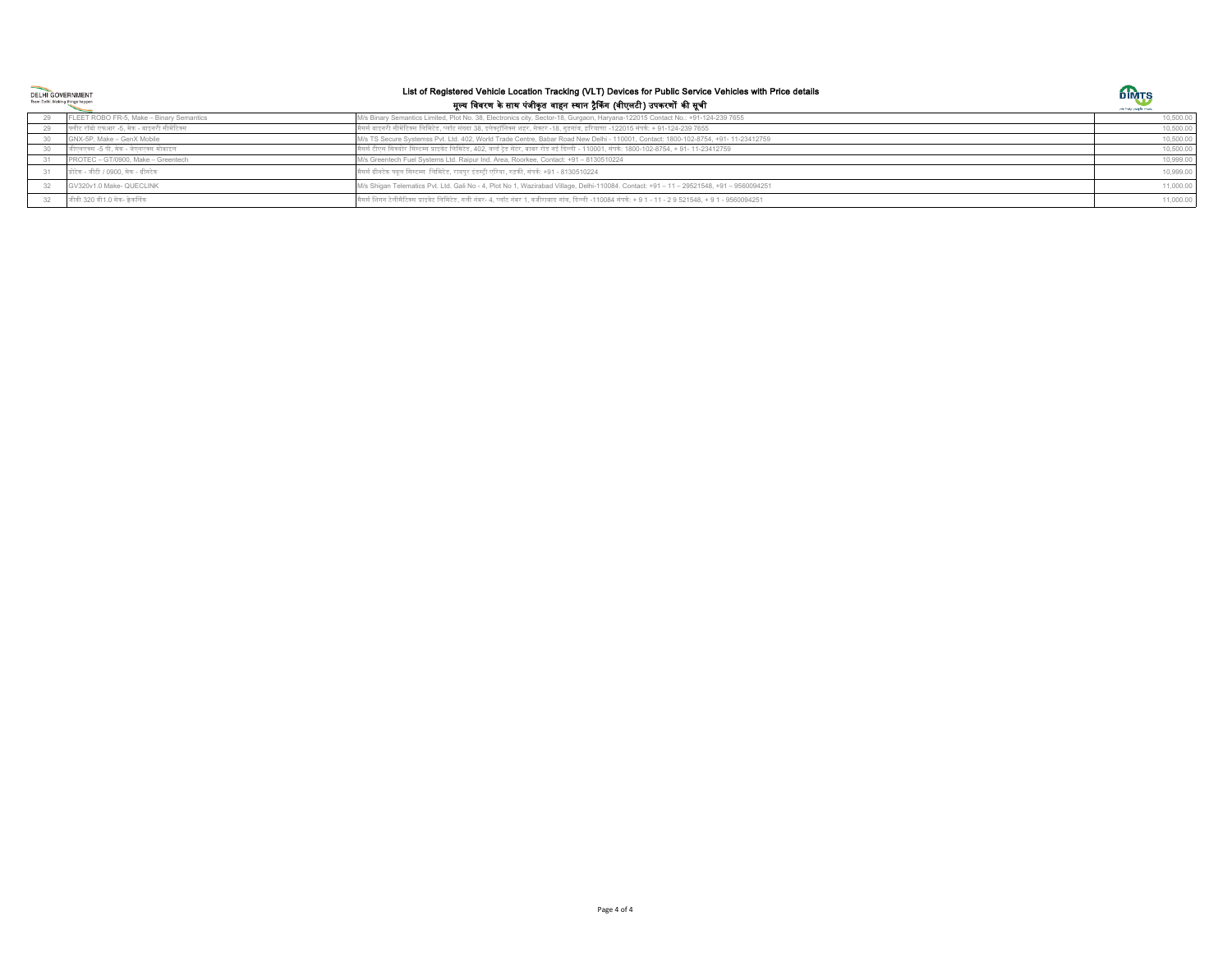# List of Registered Vehicle Location Tracking (VLT) Devices for Public Service Vehicles with Price details

## मूल्य विवरण के साथ पंजीकृत वाहन स्थान ट्रैकिंग (वीएलटी) उपकरणों की सूची

| | | | |
|---|---|---|---|
| 29 | FLEET ROBO FR-5, Make – Binary Semantics | M/s Binary Semantics Limited, Plot No. 38, Electronics city, Sector-18, Gurgaon, Haryana-122015 Contact No.: +91-124-239 7655 | 10,500.00 |
| 29 | फ्लीट रोबो एफआर -5, मेक - बाइनरी सीमेंटिक्स | मैसर्स बाइनरी सीमेंटिक्स लिमिटेड, प्लॉट संख्या 38, इलेक्ट्रॉनिक्स शहर, सेक्टर -18, गुड़गांव, हरियाणा -122015 संपर्क: + 91-124-239 7655 | 10,500.00 |
| 30 | GNX-5P, Make – GenX Mobile | M/s TS Secure Systemss Pvt. Ltd. 402, World Trade Centre, Babar Road New Delhi - 110001, Contact: 1800-102-8754, +91- 11-23412759 | 10,500.00 |
| 30 | जीएनएक्स -5 पी, मेक - जेनएक्स मोबाइल | मैसर्स टीएस सिक्योर सिस्टम्स प्राइवेट लिमिटेड, 402, वर्ल्ड ट्रेड सेंटर, बाबर रोड नई दिल्ली - 110001, संपर्क: 1800-102-8754, + 91- 11-23412759 | 10,500.00 |
| 31 | PROTEC – GT/0900, Make – Greentech | M/s Greentech Fuel Systems Ltd. Raipur Ind. Area, Roorkee, Contact: +91 – 8130510224 | 10,999.00 |
| 31 | प्रोटेक - जीटी / 0900, मेक - ग्रीनटेक | मैसर्स ग्रीनटेक फ्यूल सिस्टम्स लिमिटेड, रायपुर इंडस्ट्री एरिया, रुड़की, संपर्क: +91 - 8130510224 | 10,999.00 |
| 32 | GV320v1.0 Make- QUECLINK | M/s Shigan Telematics Pvt. Ltd. Gali No - 4, Plot No 1, Wazirabad Village, Delhi-110084. Contact: +91 – 11 – 29521548, +91 – 9560094251 | 11,000.00 |
| 32 | जीवी 320 वी1.0 मेक- क्वेकलिंक | मैसर्स शिगान टेलीमैटिक्स प्राइवेट लिमिटेड, गली नंबर- 4, प्लॉट नंबर 1, वजीराबाद गांव, दिल्ली -110084 संपर्क: + 9 1 - 11 - 2 9 521548, + 9 1 - 9560094251 | 11,000.00 |